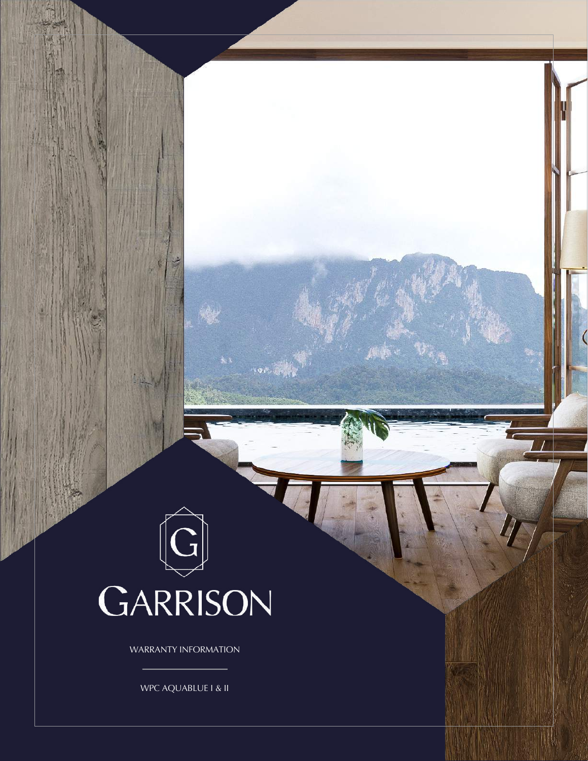# GARRISON

WARRANTY INFORMATION

WPC AQUABLUE I & II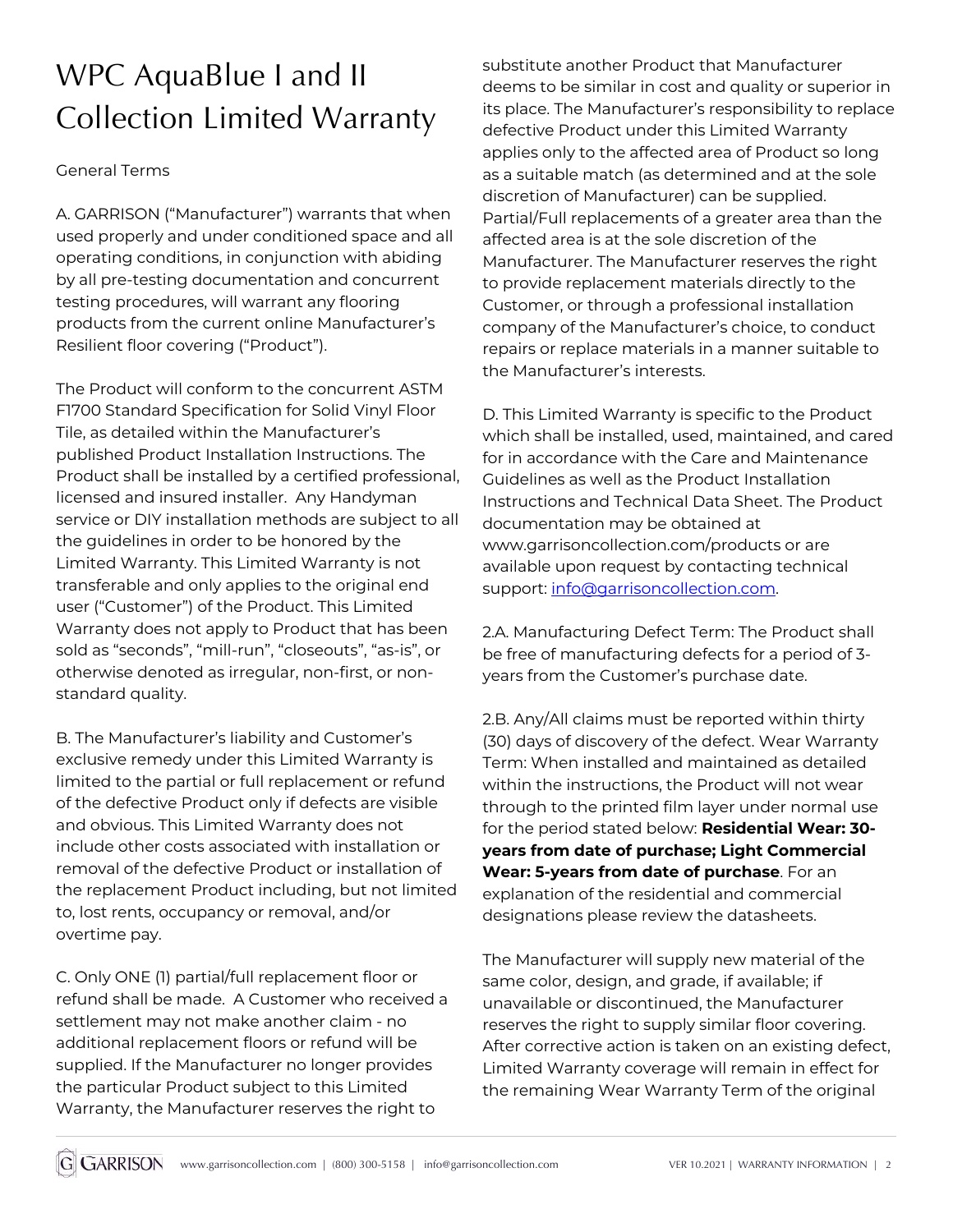# WPC AquaBlue I and II Collection Limited Warranty

General Terms

A. GARRISON ("Manufacturer") warrants that when used properly and under conditioned space and all operating conditions, in conjunction with abiding by all pre-testing documentation and concurrent testing procedures, will warrant any flooring products from the current online Manufacturer's Resilient floor covering ("Product").

The Product will conform to the concurrent ASTM F1700 Standard Specification for Solid Vinyl Floor Tile, as detailed within the Manufacturer's published Product Installation Instructions. The Product shall be installed by a certified professional, licensed and insured installer. Any Handyman service or DIY installation methods are subject to all the guidelines in order to be honored by the Limited Warranty. This Limited Warranty is not transferable and only applies to the original end user ("Customer") of the Product. This Limited Warranty does not apply to Product that has been sold as "seconds", "mill-run", "closeouts", "as-is", or otherwise denoted as irregular, non-first, or non-standard quality.

B. The Manufacturer's liability and Customer's exclusive remedy under this Limited Warranty is limited to the partial or full replacement or refund of the defective Product only if defects are visible and obvious. This Limited Warranty does not include other costs associated with installation or removal of the defective Product or installation of the replacement Product including, but not limited to, lost rents, occupancy or removal, and/or overtime pay.

C. Only ONE (1) partial/full replacement floor or refund shall be made. A Customer who received a settlement may not make another claim - no additional replacement floors or refund will be supplied. If the Manufacturer no longer provides the particular Product subject to this Limited Warranty, the Manufacturer reserves the right to substitute another Product that Manufacturer deems to be similar in cost and quality or superior in its place. The Manufacturer's responsibility to replace defective Product under this Limited Warranty applies only to the affected area of Product so long as a suitable match (as determined and at the sole discretion of Manufacturer) can be supplied. Partial/Full replacements of a greater area than the affected area is at the sole discretion of the Manufacturer. The Manufacturer reserves the right to provide replacement materials directly to the Customer, or through a professional installation company of the Manufacturer's choice, to conduct repairs or replace materials in a manner suitable to the Manufacturer's interests.

D. This Limited Warranty is specific to the Product which shall be installed, used, maintained, and cared for in accordance with the Care and Maintenance Guidelines as well as the Product Installation Instructions and Technical Data Sheet. The Product documentation may be obtained at www.garrisoncollection.com/products or are available upon request by contacting technical support: [info@garrisoncollection.com](mailto:info@garrisoncollection.com).

2.A. Manufacturing Defect Term: The Product shall be free of manufacturing defects for a period of 3-years from the Customer's purchase date.

2.B. Any/All claims must be reported within thirty (30) days of discovery of the defect. Wear Warranty Term: When installed and maintained as detailed within the instructions, the Product will not wear through to the printed film layer under normal use for the period stated below: **Residential Wear: 30-years from date of purchase; Light Commercial Wear: 5-years from date of purchase**. For an explanation of the residential and commercial designations please review the datasheets.

The Manufacturer will supply new material of the same color, design, and grade, if available; if unavailable or discontinued, the Manufacturer reserves the right to supply similar floor covering. After corrective action is taken on an existing defect, Limited Warranty coverage will remain in effect for the remaining Wear Warranty Term of the original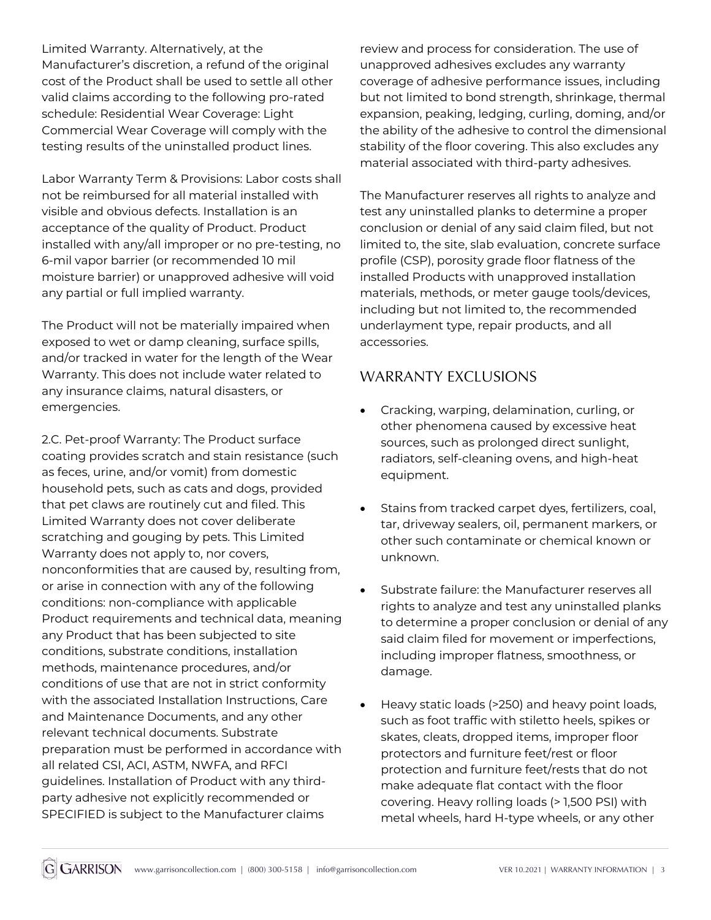Limited Warranty. Alternatively, at the Manufacturer's discretion, a refund of the original cost of the Product shall be used to settle all other valid claims according to the following pro-rated schedule: Residential Wear Coverage: Light Commercial Wear Coverage will comply with the testing results of the uninstalled product lines.

Labor Warranty Term & Provisions: Labor costs shall not be reimbursed for all material installed with visible and obvious defects. Installation is an acceptance of the quality of Product. Product installed with any/all improper or no pre-testing, no 6-mil vapor barrier (or recommended 10 mil moisture barrier) or unapproved adhesive will void any partial or full implied warranty.

The Product will not be materially impaired when exposed to wet or damp cleaning, surface spills, and/or tracked in water for the length of the Wear Warranty. This does not include water related to any insurance claims, natural disasters, or emergencies.

2.C. Pet-proof Warranty: The Product surface coating provides scratch and stain resistance (such as feces, urine, and/or vomit) from domestic household pets, such as cats and dogs, provided that pet claws are routinely cut and filed. This Limited Warranty does not cover deliberate scratching and gouging by pets. This Limited Warranty does not apply to, nor covers, nonconformities that are caused by, resulting from, or arise in connection with any of the following conditions: non-compliance with applicable Product requirements and technical data, meaning any Product that has been subjected to site conditions, substrate conditions, installation methods, maintenance procedures, and/or conditions of use that are not in strict conformity with the associated Installation Instructions, Care and Maintenance Documents, and any other relevant technical documents. Substrate preparation must be performed in accordance with all related CSI, ACI, ASTM, NWFA, and RFCI guidelines. Installation of Product with any third-party adhesive not explicitly recommended or SPECIFIED is subject to the Manufacturer claims review and process for consideration. The use of unapproved adhesives excludes any warranty coverage of adhesive performance issues, including but not limited to bond strength, shrinkage, thermal expansion, peaking, ledging, curling, doming, and/or the ability of the adhesive to control the dimensional stability of the floor covering. This also excludes any material associated with third-party adhesives.

The Manufacturer reserves all rights to analyze and test any uninstalled planks to determine a proper conclusion or denial of any said claim filed, but not limited to, the site, slab evaluation, concrete surface profile (CSP), porosity grade floor flatness of the installed Products with unapproved installation materials, methods, or meter gauge tools/devices, including but not limited to, the recommended underlayment type, repair products, and all accessories.

## WARRANTY EXCLUSIONS

- Cracking, warping, delamination, curling, or other phenomena caused by excessive heat sources, such as prolonged direct sunlight, radiators, self-cleaning ovens, and high-heat equipment.
- Stains from tracked carpet dyes, fertilizers, coal, tar, driveway sealers, oil, permanent markers, or other such contaminate or chemical known or unknown.
- Substrate failure: the Manufacturer reserves all rights to analyze and test any uninstalled planks to determine a proper conclusion or denial of any said claim filed for movement or imperfections, including improper flatness, smoothness, or damage.
- Heavy static loads (>250) and heavy point loads, such as foot traffic with stiletto heels, spikes or skates, cleats, dropped items, improper floor protectors and furniture feet/rest or floor protection and furniture feet/rests that do not make adequate flat contact with the floor covering. Heavy rolling loads (> 1,500 PSI) with metal wheels, hard H-type wheels, or any other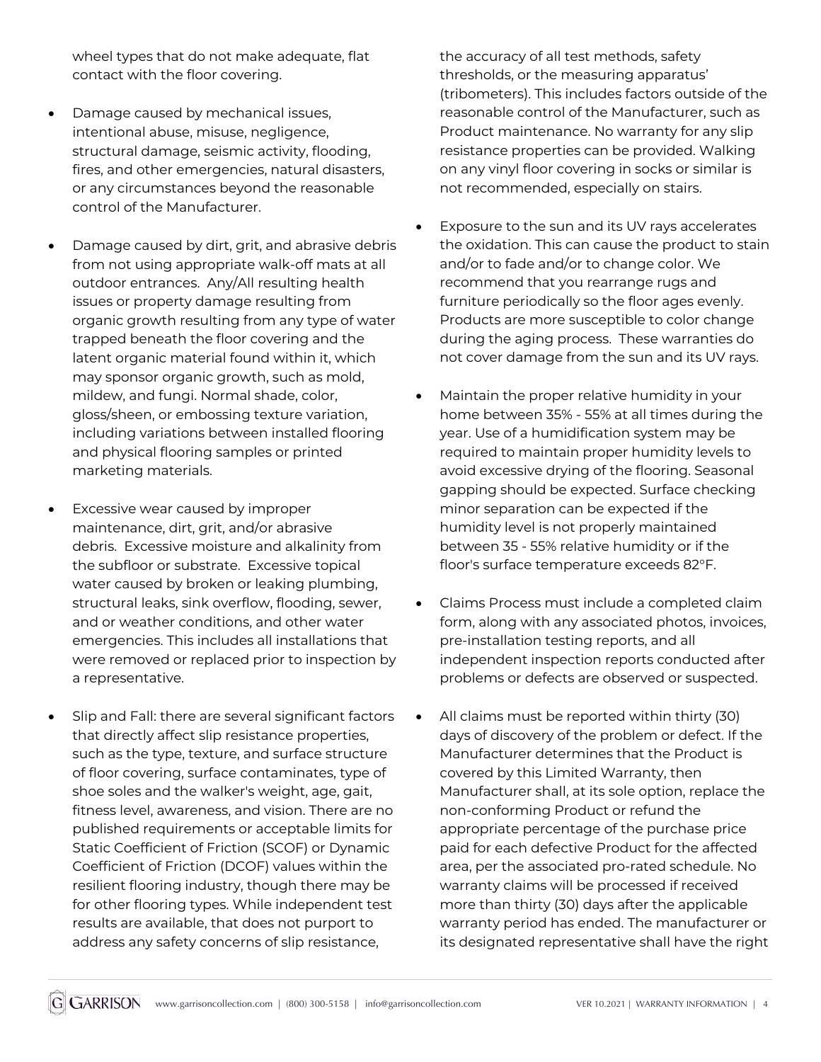wheel types that do not make adequate, flat contact with the floor covering.

- Damage caused by mechanical issues, intentional abuse, misuse, negligence, structural damage, seismic activity, flooding, fires, and other emergencies, natural disasters, or any circumstances beyond the reasonable control of the Manufacturer.
- Damage caused by dirt, grit, and abrasive debris from not using appropriate walk-off mats at all outdoor entrances. Any/All resulting health issues or property damage resulting from organic growth resulting from any type of water trapped beneath the floor covering and the latent organic material found within it, which may sponsor organic growth, such as mold, mildew, and fungi. Normal shade, color, gloss/sheen, or embossing texture variation, including variations between installed flooring and physical flooring samples or printed marketing materials.
- Excessive wear caused by improper maintenance, dirt, grit, and/or abrasive debris. Excessive moisture and alkalinity from the subfloor or substrate. Excessive topical water caused by broken or leaking plumbing, structural leaks, sink overflow, flooding, sewer, and or weather conditions, and other water emergencies. This includes all installations that were removed or replaced prior to inspection by a representative.
- Slip and Fall: there are several significant factors that directly affect slip resistance properties, such as the type, texture, and surface structure of floor covering, surface contaminates, type of shoe soles and the walker's weight, age, gait, fitness level, awareness, and vision. There are no published requirements or acceptable limits for Static Coefficient of Friction (SCOF) or Dynamic Coefficient of Friction (DCOF) values within the resilient flooring industry, though there may be for other flooring types. While independent test results are available, that does not purport to address any safety concerns of slip resistance, the accuracy of all test methods, safety thresholds, or the measuring apparatus' (tribometers). This includes factors outside of the reasonable control of the Manufacturer, such as Product maintenance. No warranty for any slip resistance properties can be provided. Walking on any vinyl floor covering in socks or similar is not recommended, especially on stairs.
- Exposure to the sun and its UV rays accelerates the oxidation. This can cause the product to stain and/or to fade and/or to change color. We recommend that you rearrange rugs and furniture periodically so the floor ages evenly. Products are more susceptible to color change during the aging process. These warranties do not cover damage from the sun and its UV rays.
- Maintain the proper relative humidity in your home between 35% - 55% at all times during the year. Use of a humidification system may be required to maintain proper humidity levels to avoid excessive drying of the flooring. Seasonal gapping should be expected. Surface checking minor separation can be expected if the humidity level is not properly maintained between 35 - 55% relative humidity or if the floor's surface temperature exceeds 82°F.
- Claims Process must include a completed claim form, along with any associated photos, invoices, pre-installation testing reports, and all independent inspection reports conducted after problems or defects are observed or suspected.
- All claims must be reported within thirty (30) days of discovery of the problem or defect. If the Manufacturer determines that the Product is covered by this Limited Warranty, then Manufacturer shall, at its sole option, replace the non-conforming Product or refund the appropriate percentage of the purchase price paid for each defective Product for the affected area, per the associated pro-rated schedule. No warranty claims will be processed if received more than thirty (30) days after the applicable warranty period has ended. The manufacturer or its designated representative shall have the right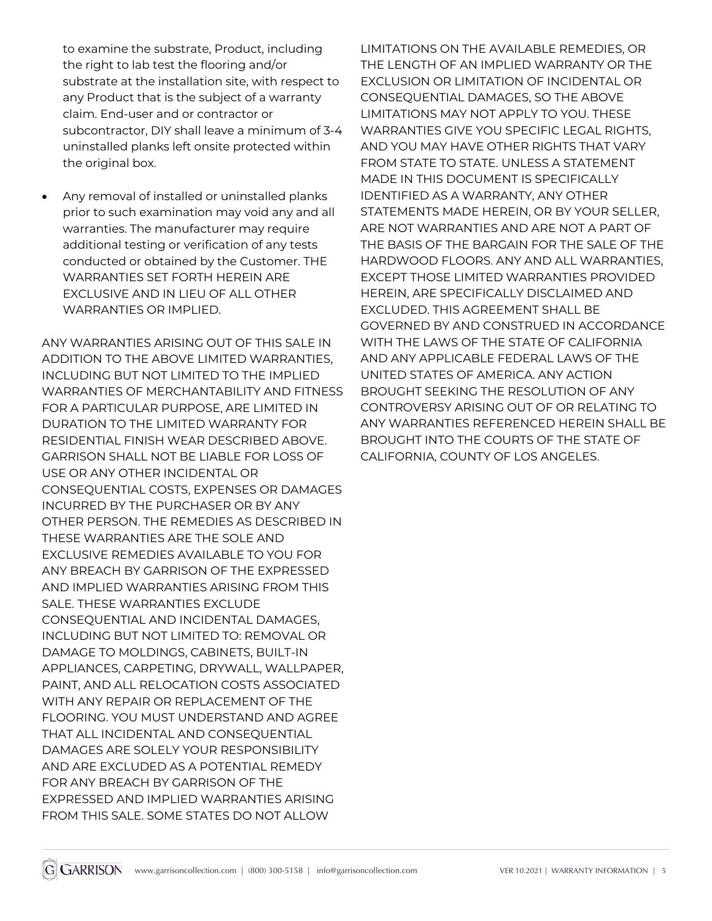to examine the substrate, Product, including the right to lab test the flooring and/or substrate at the installation site, with respect to any Product that is the subject of a warranty claim. End-user and or contractor or subcontractor, DIY shall leave a minimum of 3-4 uninstalled planks left onsite protected within the original box.

- Any removal of installed or uninstalled planks prior to such examination may void any and all warranties. The manufacturer may require additional testing or verification of any tests conducted or obtained by the Customer. THE WARRANTIES SET FORTH HEREIN ARE EXCLUSIVE AND IN LIEU OF ALL OTHER WARRANTIES OR IMPLIED.

ANY WARRANTIES ARISING OUT OF THIS SALE IN ADDITION TO THE ABOVE LIMITED WARRANTIES, INCLUDING BUT NOT LIMITED TO THE IMPLIED WARRANTIES OF MERCHANTABILITY AND FITNESS FOR A PARTICULAR PURPOSE, ARE LIMITED IN DURATION TO THE LIMITED WARRANTY FOR RESIDENTIAL FINISH WEAR DESCRIBED ABOVE. GARRISON SHALL NOT BE LIABLE FOR LOSS OF USE OR ANY OTHER INCIDENTAL OR CONSEQUENTIAL COSTS, EXPENSES OR DAMAGES INCURRED BY THE PURCHASER OR BY ANY OTHER PERSON. THE REMEDIES AS DESCRIBED IN THESE WARRANTIES ARE THE SOLE AND EXCLUSIVE REMEDIES AVAILABLE TO YOU FOR ANY BREACH BY GARRISON OF THE EXPRESSED AND IMPLIED WARRANTIES ARISING FROM THIS SALE. THESE WARRANTIES EXCLUDE CONSEQUENTIAL AND INCIDENTAL DAMAGES, INCLUDING BUT NOT LIMITED TO: REMOVAL OR DAMAGE TO MOLDINGS, CABINETS, BUILT-IN APPLIANCES, CARPETING, DRYWALL, WALLPAPER, PAINT, AND ALL RELOCATION COSTS ASSOCIATED WITH ANY REPAIR OR REPLACEMENT OF THE FLOORING. YOU MUST UNDERSTAND AND AGREE THAT ALL INCIDENTAL AND CONSEQUENTIAL DAMAGES ARE SOLELY YOUR RESPONSIBILITY AND ARE EXCLUDED AS A POTENTIAL REMEDY FOR ANY BREACH BY GARRISON OF THE EXPRESSED AND IMPLIED WARRANTIES ARISING FROM THIS SALE. SOME STATES DO NOT ALLOW LIMITATIONS ON THE AVAILABLE REMEDIES, OR THE LENGTH OF AN IMPLIED WARRANTY OR THE EXCLUSION OR LIMITATION OF INCIDENTAL OR CONSEQUENTIAL DAMAGES, SO THE ABOVE LIMITATIONS MAY NOT APPLY TO YOU. THESE WARRANTIES GIVE YOU SPECIFIC LEGAL RIGHTS, AND YOU MAY HAVE OTHER RIGHTS THAT VARY FROM STATE TO STATE. UNLESS A STATEMENT MADE IN THIS DOCUMENT IS SPECIFICALLY IDENTIFIED AS A WARRANTY, ANY OTHER STATEMENTS MADE HEREIN, OR BY YOUR SELLER, ARE NOT WARRANTIES AND ARE NOT A PART OF THE BASIS OF THE BARGAIN FOR THE SALE OF THE HARDWOOD FLOORS. ANY AND ALL WARRANTIES, EXCEPT THOSE LIMITED WARRANTIES PROVIDED HEREIN, ARE SPECIFICALLY DISCLAIMED AND EXCLUDED. THIS AGREEMENT SHALL BE GOVERNED BY AND CONSTRUED IN ACCORDANCE WITH THE LAWS OF THE STATE OF CALIFORNIA AND ANY APPLICABLE FEDERAL LAWS OF THE UNITED STATES OF AMERICA. ANY ACTION BROUGHT SEEKING THE RESOLUTION OF ANY CONTROVERSY ARISING OUT OF OR RELATING TO ANY WARRANTIES REFERENCED HEREIN SHALL BE BROUGHT INTO THE COURTS OF THE STATE OF CALIFORNIA, COUNTY OF LOS ANGELES.